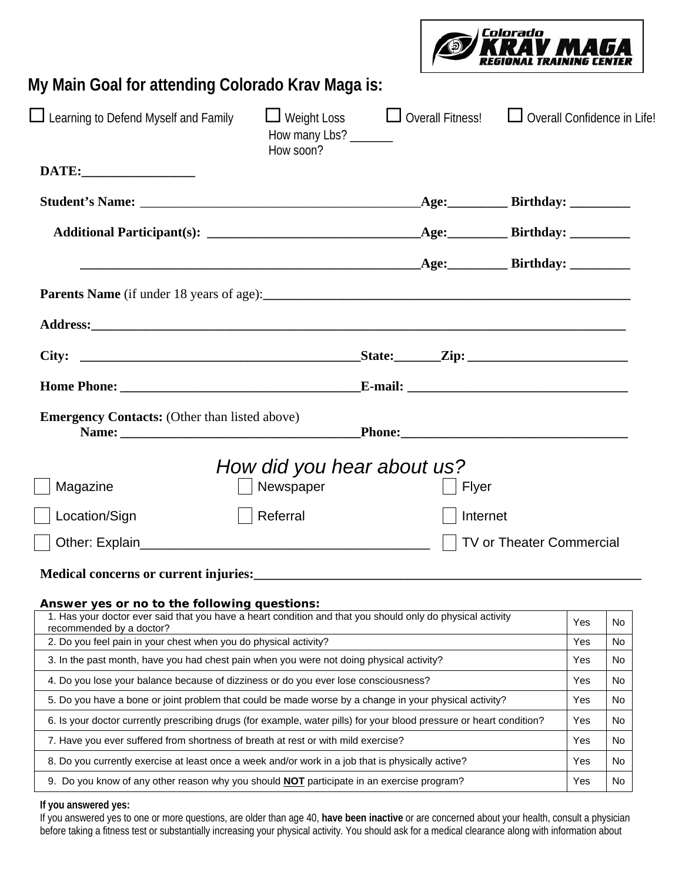Colorado KRAV MAGA REGIONAL TRAINING CENTER

## My Main Goal for attending Colorado Krav Maga is:

☐ Learning to Defend Myself and Family ☐ Weight Loss How many Lbs? _______ How soon? ☐ Overall Fitness! ☐ Overall Confidence in Life!

**DATE:**_________________

**Student's Name:** _________________________________________**Age:**_________ **Birthday:** _________

**Additional Participant(s):** _______________________________**Age:**_________ **Birthday:** _________

___________________________________________________**Age:**_________ **Birthday:** _________

**Parents Name** (if under 18 years of age):_______________________________________________________

**Address:**_______________________________________________________________________________

**City:** _________________________________________**State:**_______**Zip:** ________________________

**Home Phone:** ___________________________________**E-mail:** _________________________________

**Emergency Contacts:** (Other than listed above)
**Name:** ___________________________________**Phone:**_________________________________

### *How did you hear about us?*

☐ Magazine ☐ Newspaper ☐ Flyer

☐ Location/Sign ☐ Referral ☐ Internet

☐ Other: Explain_______________________________________ ☐ TV or Theater Commercial

**Medical concerns or current injuries:**_________________________________________________________

**Answer yes or no to the following questions:**

| Question | | |
|---|---|---|
| 1. Has your doctor ever said that you have a heart condition and that you should only do physical activity recommended by a doctor? | Yes | No |
| 2. Do you feel pain in your chest when you do physical activity? | Yes | No |
| 3. In the past month, have you had chest pain when you were not doing physical activity? | Yes | No |
| 4. Do you lose your balance because of dizziness or do you ever lose consciousness? | Yes | No |
| 5. Do you have a bone or joint problem that could be made worse by a change in your physical activity? | Yes | No |
| 6. Is your doctor currently prescribing drugs (for example, water pills) for your blood pressure or heart condition? | Yes | No |
| 7. Have you ever suffered from shortness of breath at rest or with mild exercise? | Yes | No |
| 8. Do you currently exercise at least once a week and/or work in a job that is physically active? | Yes | No |
| 9. Do you know of any other reason why you should **NOT** participate in an exercise program? | Yes | No |

**If you answered yes:**
If you answered yes to one or more questions, are older than age 40, **have been inactive** or are concerned about your health, consult a physician before taking a fitness test or substantially increasing your physical activity. You should ask for a medical clearance along with information about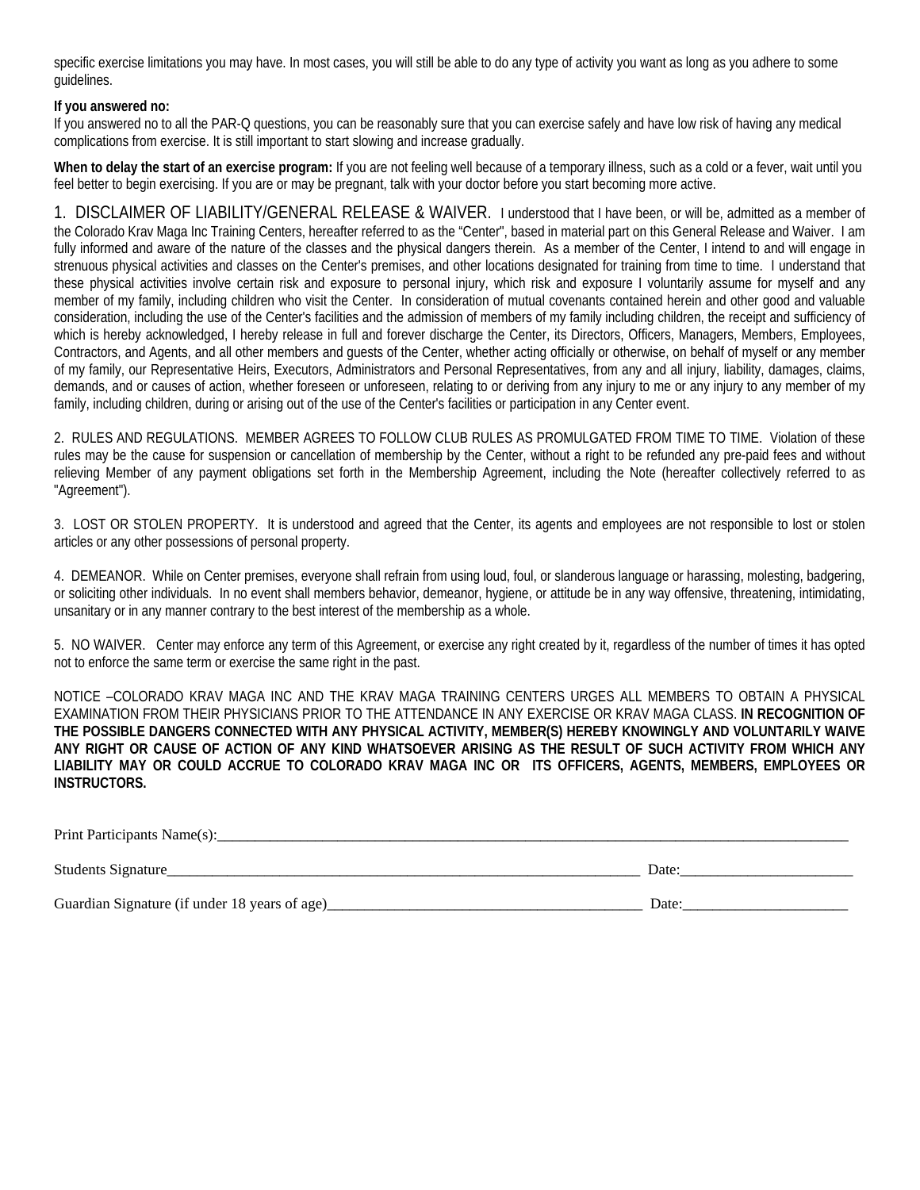specific exercise limitations you may have. In most cases, you will still be able to do any type of activity you want as long as you adhere to some guidelines.

**If you answered no:**
If you answered no to all the PAR-Q questions, you can be reasonably sure that you can exercise safely and have low risk of having any medical complications from exercise. It is still important to start slowing and increase gradually.

**When to delay the start of an exercise program:** If you are not feeling well because of a temporary illness, such as a cold or a fever, wait until you feel better to begin exercising. If you are or may be pregnant, talk with your doctor before you start becoming more active.

1. DISCLAIMER OF LIABILITY/GENERAL RELEASE & WAIVER. I understood that I have been, or will be, admitted as a member of the Colorado Krav Maga Inc Training Centers, hereafter referred to as the "Center", based in material part on this General Release and Waiver. I am fully informed and aware of the nature of the classes and the physical dangers therein. As a member of the Center, I intend to and will engage in strenuous physical activities and classes on the Center's premises, and other locations designated for training from time to time. I understand that these physical activities involve certain risk and exposure to personal injury, which risk and exposure I voluntarily assume for myself and any member of my family, including children who visit the Center. In consideration of mutual covenants contained herein and other good and valuable consideration, including the use of the Center's facilities and the admission of members of my family including children, the receipt and sufficiency of which is hereby acknowledged, I hereby release in full and forever discharge the Center, its Directors, Officers, Managers, Members, Employees, Contractors, and Agents, and all other members and guests of the Center, whether acting officially or otherwise, on behalf of myself or any member of my family, our Representative Heirs, Executors, Administrators and Personal Representatives, from any and all injury, liability, damages, claims, demands, and or causes of action, whether foreseen or unforeseen, relating to or deriving from any injury to me or any injury to any member of my family, including children, during or arising out of the use of the Center's facilities or participation in any Center event.

2. RULES AND REGULATIONS. MEMBER AGREES TO FOLLOW CLUB RULES AS PROMULGATED FROM TIME TO TIME. Violation of these rules may be the cause for suspension or cancellation of membership by the Center, without a right to be refunded any pre-paid fees and without relieving Member of any payment obligations set forth in the Membership Agreement, including the Note (hereafter collectively referred to as "Agreement").

3. LOST OR STOLEN PROPERTY. It is understood and agreed that the Center, its agents and employees are not responsible to lost or stolen articles or any other possessions of personal property.

4. DEMEANOR. While on Center premises, everyone shall refrain from using loud, foul, or slanderous language or harassing, molesting, badgering, or soliciting other individuals. In no event shall members behavior, demeanor, hygiene, or attitude be in any way offensive, threatening, intimidating, unsanitary or in any manner contrary to the best interest of the membership as a whole.

5. NO WAIVER. Center may enforce any term of this Agreement, or exercise any right created by it, regardless of the number of times it has opted not to enforce the same term or exercise the same right in the past.

NOTICE –COLORADO KRAV MAGA INC AND THE KRAV MAGA TRAINING CENTERS URGES ALL MEMBERS TO OBTAIN A PHYSICAL EXAMINATION FROM THEIR PHYSICIANS PRIOR TO THE ATTENDANCE IN ANY EXERCISE OR KRAV MAGA CLASS. **IN RECOGNITION OF THE POSSIBLE DANGERS CONNECTED WITH ANY PHYSICAL ACTIVITY, MEMBER(S) HEREBY KNOWINGLY AND VOLUNTARILY WAIVE ANY RIGHT OR CAUSE OF ACTION OF ANY KIND WHATSOEVER ARISING AS THE RESULT OF SUCH ACTIVITY FROM WHICH ANY LIABILITY MAY OR COULD ACCRUE TO COLORADO KRAV MAGA INC OR ITS OFFICERS, AGENTS, MEMBERS, EMPLOYEES OR INSTRUCTORS.**

Print Participants Name(s):______________________________________________________________________________

Students Signature_____________________________________________________________ Date:______________________

Guardian Signature (if under 18 years of age)_________________________________________ Date:______________________